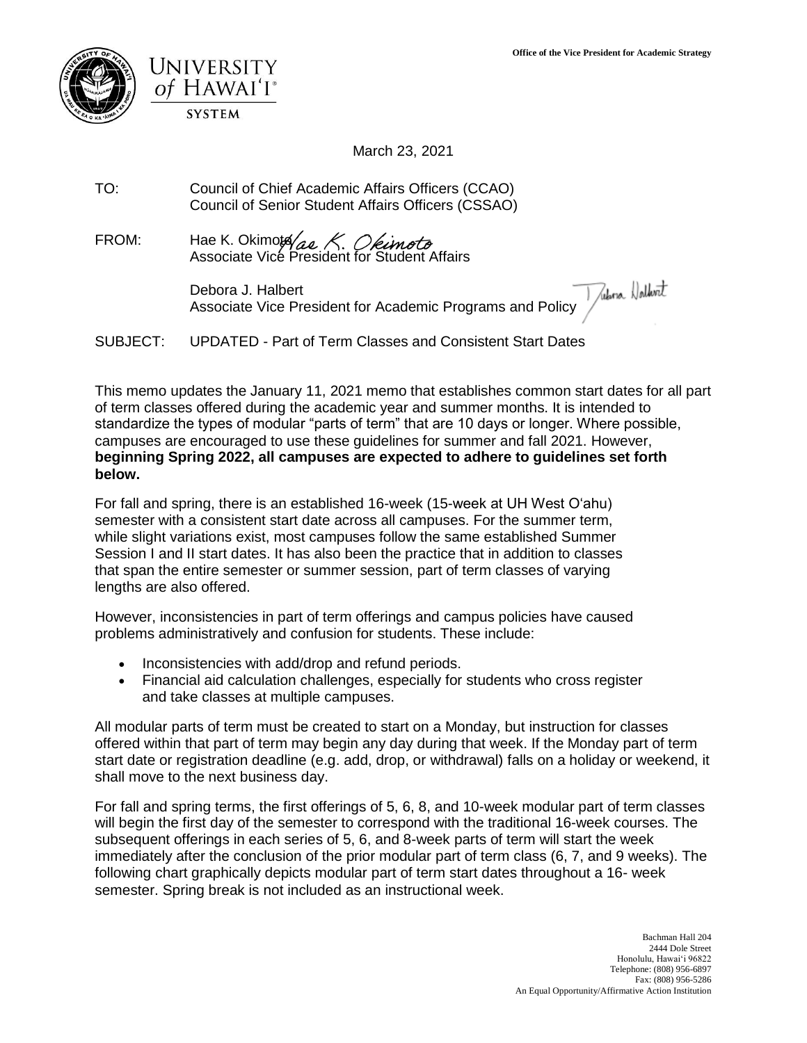University of Hawaiʻi System

Office of the Vice President for Academic Strategy

March 23, 2021

TO: Council of Chief Academic Affairs Officers (CCAO)
Council of Senior Student Affairs Officers (CSSAO)

FROM: Hae K. Okimoto
Associate Vice President for Student Affairs

Debora J. Halbert
Associate Vice President for Academic Programs and Policy

SUBJECT: UPDATED - Part of Term Classes and Consistent Start Dates

This memo updates the January 11, 2021 memo that establishes common start dates for all part of term classes offered during the academic year and summer months. It is intended to standardize the types of modular "parts of term" that are 10 days or longer. Where possible, campuses are encouraged to use these guidelines for summer and fall 2021. However, **beginning Spring 2022, all campuses are expected to adhere to guidelines set forth below.**

For fall and spring, there is an established 16-week (15-week at UH West Oʻahu) semester with a consistent start date across all campuses. For the summer term, while slight variations exist, most campuses follow the same established Summer Session I and II start dates. It has also been the practice that in addition to classes that span the entire semester or summer session, part of term classes of varying lengths are also offered.

However, inconsistencies in part of term offerings and campus policies have caused problems administratively and confusion for students. These include:

- Inconsistencies with add/drop and refund periods.
- Financial aid calculation challenges, especially for students who cross register and take classes at multiple campuses.

All modular parts of term must be created to start on a Monday, but instruction for classes offered within that part of term may begin any day during that week. If the Monday part of term start date or registration deadline (e.g. add, drop, or withdrawal) falls on a holiday or weekend, it shall move to the next business day.

For fall and spring terms, the first offerings of 5, 6, 8, and 10-week modular part of term classes will begin the first day of the semester to correspond with the traditional 16-week courses. The subsequent offerings in each series of 5, 6, and 8-week parts of term will start the week immediately after the conclusion of the prior modular part of term class (6, 7, and 9 weeks). The following chart graphically depicts modular part of term start dates throughout a 16- week semester. Spring break is not included as an instructional week.

Bachman Hall 204
2444 Dole Street
Honolulu, Hawaiʻi 96822
Telephone: (808) 956-6897
Fax: (808) 956-5286
An Equal Opportunity/Affirmative Action Institution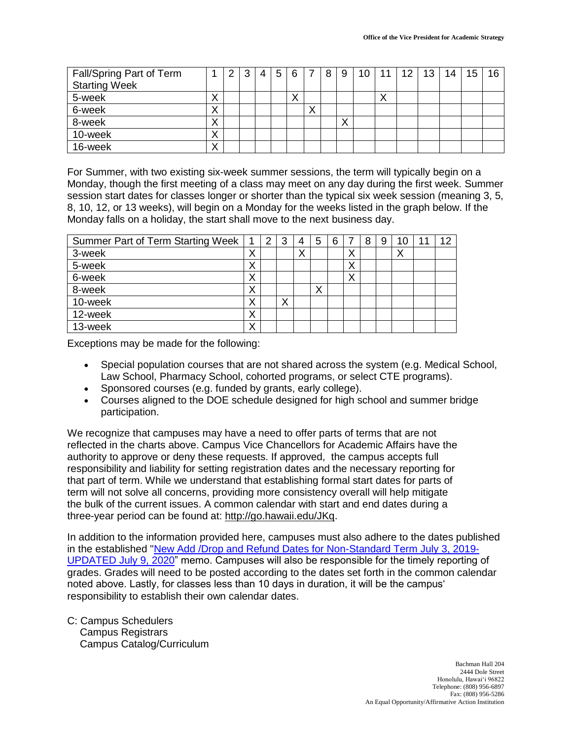| Fall/Spring Part of Term Starting Week | 1 | 2 | 3 | 4 | 5 | 6 | 7 | 8 | 9 | 10 | 11 | 12 | 13 | 14 | 15 | 16 |
|---|---|---|---|---|---|---|---|---|---|---|---|---|---|---|---|---|
| 5-week | X | | | | | X | | | | | X | | | | | |
| 6-week | X | | | | | | X | | | | | | | | | |
| 8-week | X | | | | | | | | X | | | | | | | |
| 10-week | X | | | | | | | | | | | | | | | |
| 16-week | X | | | | | | | | | | | | | | | |

For Summer, with two existing six-week summer sessions, the term will typically begin on a Monday, though the first meeting of a class may meet on any day during the first week. Summer session start dates for classes longer or shorter than the typical six week session (meaning 3, 5, 8, 10, 12, or 13 weeks), will begin on a Monday for the weeks listed in the graph below. If the Monday falls on a holiday, the start shall move to the next business day.

| Summer Part of Term Starting Week | 1 | 2 | 3 | 4 | 5 | 6 | 7 | 8 | 9 | 10 | 11 | 12 |
|---|---|---|---|---|---|---|---|---|---|---|---|---|
| 3-week | X | | | X | | | X | | | X | | |
| 5-week | X | | | | | | X | | | | | |
| 6-week | X | | | | | | X | | | | | |
| 8-week | X | | | | X | | | | | | | |
| 10-week | X | | X | | | | | | | | | |
| 12-week | X | | | | | | | | | | | |
| 13-week | X | | | | | | | | | | | |

Exceptions may be made for the following:

- Special population courses that are not shared across the system (e.g. Medical School, Law School, Pharmacy School, cohorted programs, or select CTE programs).
- Sponsored courses (e.g. funded by grants, early college).
- Courses aligned to the DOE schedule designed for high school and summer bridge participation.

We recognize that campuses may have a need to offer parts of terms that are not reflected in the charts above. Campus Vice Chancellors for Academic Affairs have the authority to approve or deny these requests. If approved, the campus accepts full responsibility and liability for setting registration dates and the necessary reporting for that part of term. While we understand that establishing formal start dates for parts of term will not solve all concerns, providing more consistency overall will help mitigate the bulk of the current issues. A common calendar with start and end dates during a three-year period can be found at: http://go.hawaii.edu/JKq.

In addition to the information provided here, campuses must also adhere to the dates published in the established "New Add /Drop and Refund Dates for Non-Standard Term July 3, 2019-UPDATED July 9, 2020" memo. Campuses will also be responsible for the timely reporting of grades. Grades will need to be posted according to the dates set forth in the common calendar noted above. Lastly, for classes less than 10 days in duration, it will be the campus' responsibility to establish their own calendar dates.

C: Campus Schedulers
Campus Registrars
Campus Catalog/Curriculum